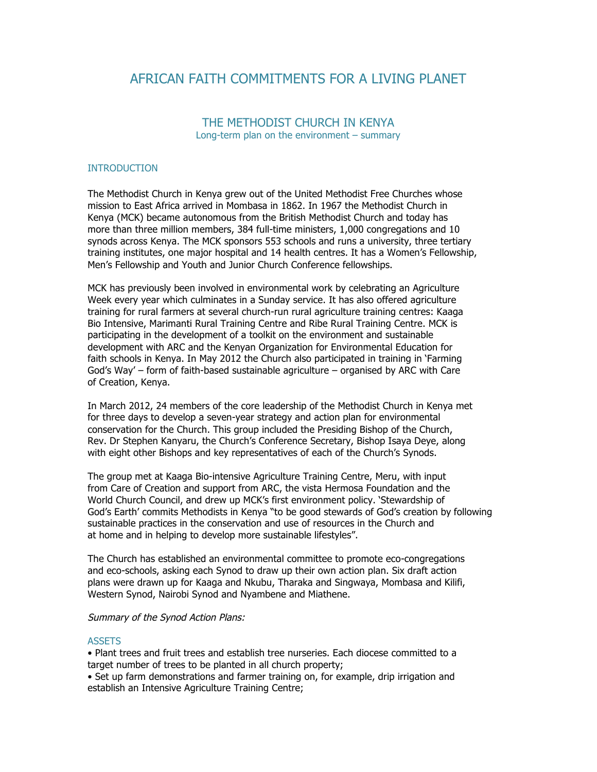# AFRICAN FAITH COMMITMENTS FOR A LIVING PLANET

## THE METHODIST CHURCH IN KENYA

Long-term plan on the environment – summary

### INTRODUCTION

The Methodist Church in Kenya grew out of the United Methodist Free Churches whose mission to East Africa arrived in Mombasa in 1862. In 1967 the Methodist Church in Kenya (MCK) became autonomous from the British Methodist Church and today has more than three million members, 384 full-time ministers, 1,000 congregations and 10 synods across Kenya. The MCK sponsors 553 schools and runs a university, three tertiary training institutes, one major hospital and 14 health centres. It has a Women's Fellowship, Men's Fellowship and Youth and Junior Church Conference fellowships.

MCK has previously been involved in environmental work by celebrating an Agriculture Week every year which culminates in a Sunday service. It has also offered agriculture training for rural farmers at several church-run rural agriculture training centres: Kaaga Bio Intensive, Marimanti Rural Training Centre and Ribe Rural Training Centre. MCK is participating in the development of a toolkit on the environment and sustainable development with ARC and the Kenyan Organization for Environmental Education for faith schools in Kenya. In May 2012 the Church also participated in training in 'Farming God's Way' – form of faith-based sustainable agriculture – organised by ARC with Care of Creation, Kenya.

In March 2012, 24 members of the core leadership of the Methodist Church in Kenya met for three days to develop a seven-year strategy and action plan for environmental conservation for the Church. This group included the Presiding Bishop of the Church, Rev. Dr Stephen Kanyaru, the Church's Conference Secretary, Bishop Isaya Deye, along with eight other Bishops and key representatives of each of the Church's Synods.

The group met at Kaaga Bio-intensive Agriculture Training Centre, Meru, with input from Care of Creation and support from ARC, the vista Hermosa Foundation and the World Church Council, and drew up MCK's first environment policy. 'Stewardship of God's Earth' commits Methodists in Kenya "to be good stewards of God's creation by following sustainable practices in the conservation and use of resources in the Church and at home and in helping to develop more sustainable lifestyles".

The Church has established an environmental committee to promote eco-congregations and eco-schools, asking each Synod to draw up their own action plan. Six draft action plans were drawn up for Kaaga and Nkubu, Tharaka and Singwaya, Mombasa and Kilifi, Western Synod, Nairobi Synod and Nyambene and Miathene.

*Summary of the Synod Action Plans:*

### ASSETS

- Plant trees and fruit trees and establish tree nurseries. Each diocese committed to a target number of trees to be planted in all church property;
- Set up farm demonstrations and farmer training on, for example, drip irrigation and establish an Intensive Agriculture Training Centre;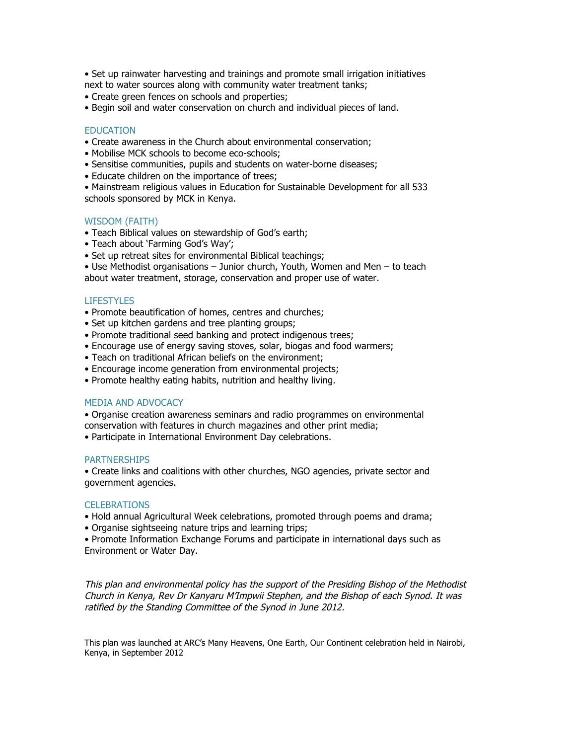- Set up rainwater harvesting and trainings and promote small irrigation initiatives next to water sources along with community water treatment tanks;
- Create green fences on schools and properties;
- Begin soil and water conservation on church and individual pieces of land.

## EDUCATION

- Create awareness in the Church about environmental conservation;
- Mobilise MCK schools to become eco-schools;
- Sensitise communities, pupils and students on water-borne diseases;
- Educate children on the importance of trees;
- Mainstream religious values in Education for Sustainable Development for all 533 schools sponsored by MCK in Kenya.

## WISDOM (FAITH)

- Teach Biblical values on stewardship of God's earth;
- Teach about 'Farming God's Way';
- Set up retreat sites for environmental Biblical teachings;
- Use Methodist organisations – Junior church, Youth, Women and Men – to teach about water treatment, storage, conservation and proper use of water.

## LIFESTYLES

- Promote beautification of homes, centres and churches;
- Set up kitchen gardens and tree planting groups;
- Promote traditional seed banking and protect indigenous trees;
- Encourage use of energy saving stoves, solar, biogas and food warmers;
- Teach on traditional African beliefs on the environment;
- Encourage income generation from environmental projects;
- Promote healthy eating habits, nutrition and healthy living.

## MEDIA AND ADVOCACY

- Organise creation awareness seminars and radio programmes on environmental conservation with features in church magazines and other print media;
- Participate in International Environment Day celebrations.

## PARTNERSHIPS

- Create links and coalitions with other churches, NGO agencies, private sector and government agencies.

## CELEBRATIONS

- Hold annual Agricultural Week celebrations, promoted through poems and drama;
- Organise sightseeing nature trips and learning trips;
- Promote Information Exchange Forums and participate in international days such as Environment or Water Day.

*This plan and environmental policy has the support of the Presiding Bishop of the Methodist Church in Kenya, Rev Dr Kanyaru M'Impwii Stephen, and the Bishop of each Synod. It was ratified by the Standing Committee of the Synod in June 2012.*

This plan was launched at ARC's Many Heavens, One Earth, Our Continent celebration held in Nairobi, Kenya, in September 2012